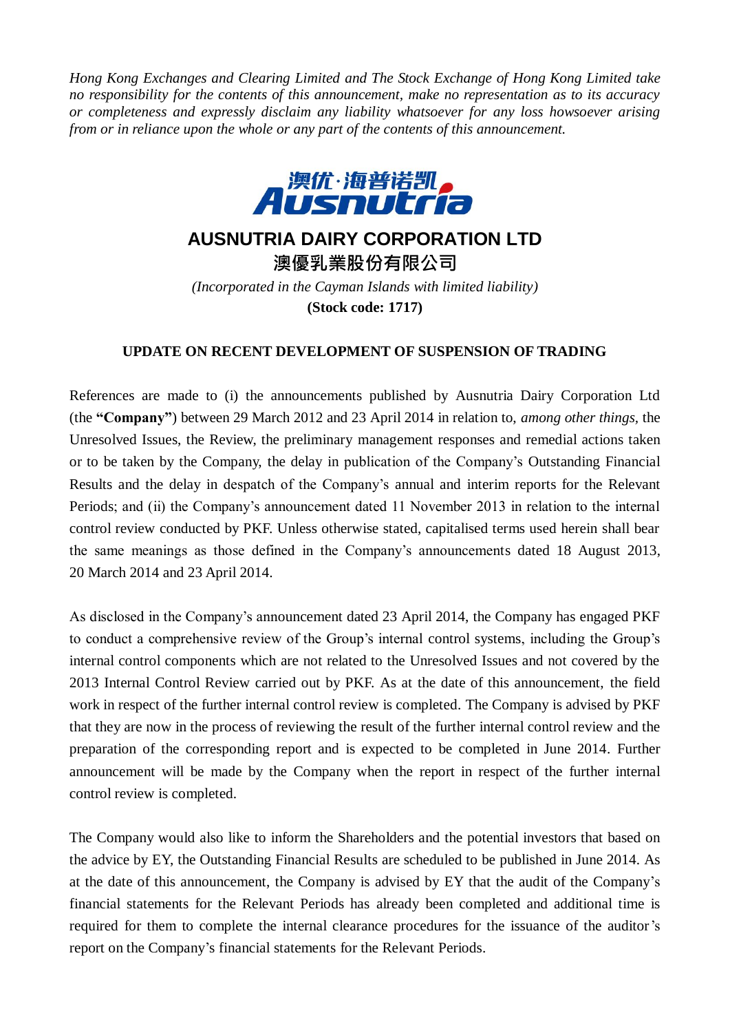*Hong Kong Exchanges and Clearing Limited and The Stock Exchange of Hong Kong Limited take no responsibility for the contents of this announcement, make no representation as to its accuracy or completeness and expressly disclaim any liability whatsoever for any loss howsoever arising from or in reliance upon the whole or any part of the contents of this announcement.*

# AUSNUTRIA DAIRY CORPORATION LTD

# 澳優乳業股份有限公司

*(Incorporated in the Cayman Islands with limited liability)*

**(Stock code: 1717)**

## UPDATE ON RECENT DEVELOPMENT OF SUSPENSION OF TRADING

References are made to (i) the announcements published by Ausnutria Dairy Corporation Ltd (the **"Company"**) between 29 March 2012 and 23 April 2014 in relation to, *among other things*, the Unresolved Issues, the Review, the preliminary management responses and remedial actions taken or to be taken by the Company, the delay in publication of the Company's Outstanding Financial Results and the delay in despatch of the Company's annual and interim reports for the Relevant Periods; and (ii) the Company's announcement dated 11 November 2013 in relation to the internal control review conducted by PKF. Unless otherwise stated, capitalised terms used herein shall bear the same meanings as those defined in the Company's announcements dated 18 August 2013, 20 March 2014 and 23 April 2014.

As disclosed in the Company's announcement dated 23 April 2014, the Company has engaged PKF to conduct a comprehensive review of the Group's internal control systems, including the Group's internal control components which are not related to the Unresolved Issues and not covered by the 2013 Internal Control Review carried out by PKF. As at the date of this announcement, the field work in respect of the further internal control review is completed. The Company is advised by PKF that they are now in the process of reviewing the result of the further internal control review and the preparation of the corresponding report and is expected to be completed in June 2014. Further announcement will be made by the Company when the report in respect of the further internal control review is completed.

The Company would also like to inform the Shareholders and the potential investors that based on the advice by EY, the Outstanding Financial Results are scheduled to be published in June 2014. As at the date of this announcement, the Company is advised by EY that the audit of the Company's financial statements for the Relevant Periods has already been completed and additional time is required for them to complete the internal clearance procedures for the issuance of the auditor's report on the Company's financial statements for the Relevant Periods.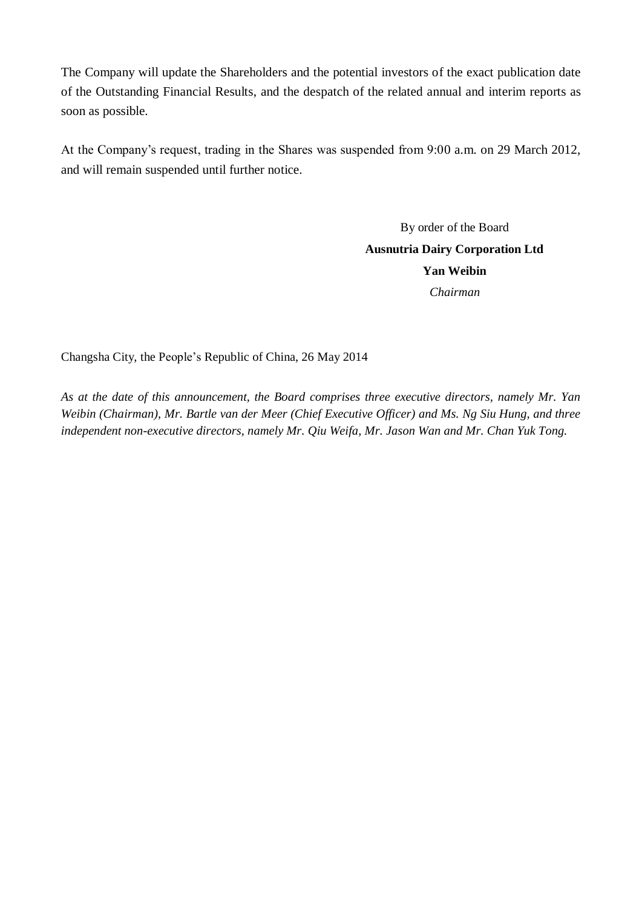The Company will update the Shareholders and the potential investors of the exact publication date of the Outstanding Financial Results, and the despatch of the related annual and interim reports as soon as possible.

At the Company's request, trading in the Shares was suspended from 9:00 a.m. on 29 March 2012, and will remain suspended until further notice.

By order of the Board
**Ausnutria Dairy Corporation Ltd**
**Yan Weibin**
*Chairman*

Changsha City, the People's Republic of China, 26 May 2014

*As at the date of this announcement, the Board comprises three executive directors, namely Mr. Yan Weibin (Chairman), Mr. Bartle van der Meer (Chief Executive Officer) and Ms. Ng Siu Hung, and three independent non-executive directors, namely Mr. Qiu Weifa, Mr. Jason Wan and Mr. Chan Yuk Tong.*